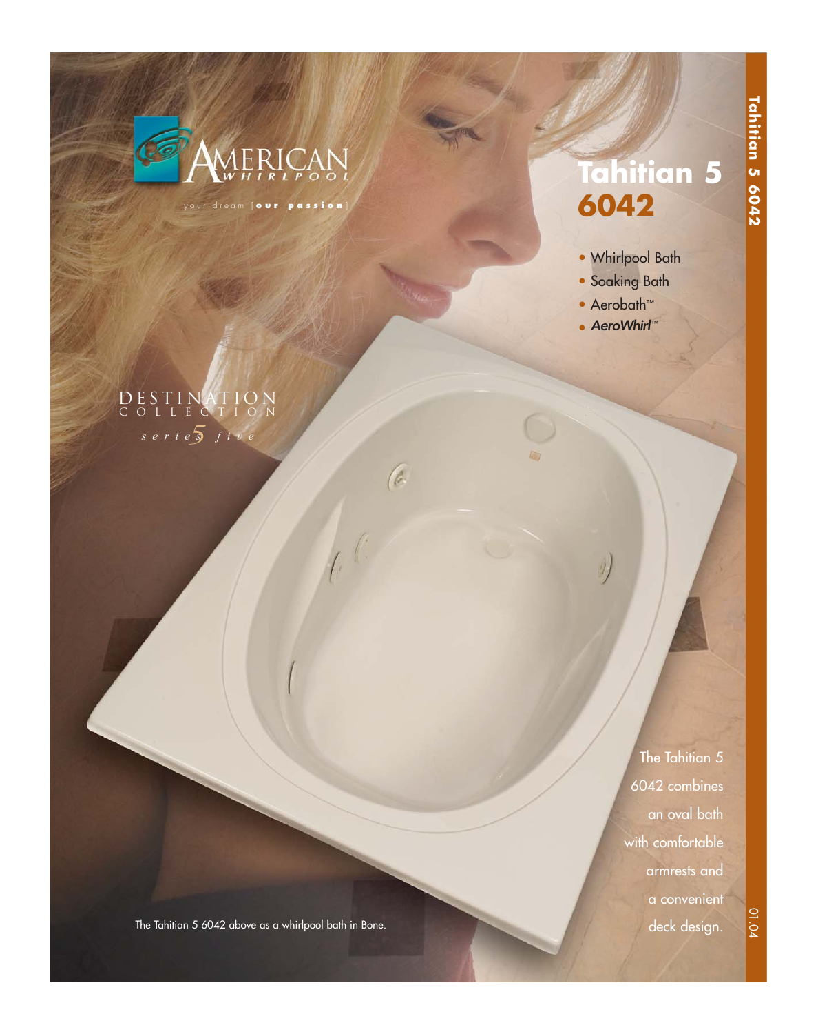AMERICAN WHIRLPOOL

your dream [**our passion**]

# Tahitian 5 6042

- Whirlpool Bath
- Soaking Bath
- Aerobath™
- ***AeroWhirl***™

DESTINATION COLLECTION

*series 5 five*

The Tahitian 5 6042 combines an oval bath with comfortable armrests and a convenient deck design.

The Tahitian 5 6042 above as a whirlpool bath in Bone.

01.04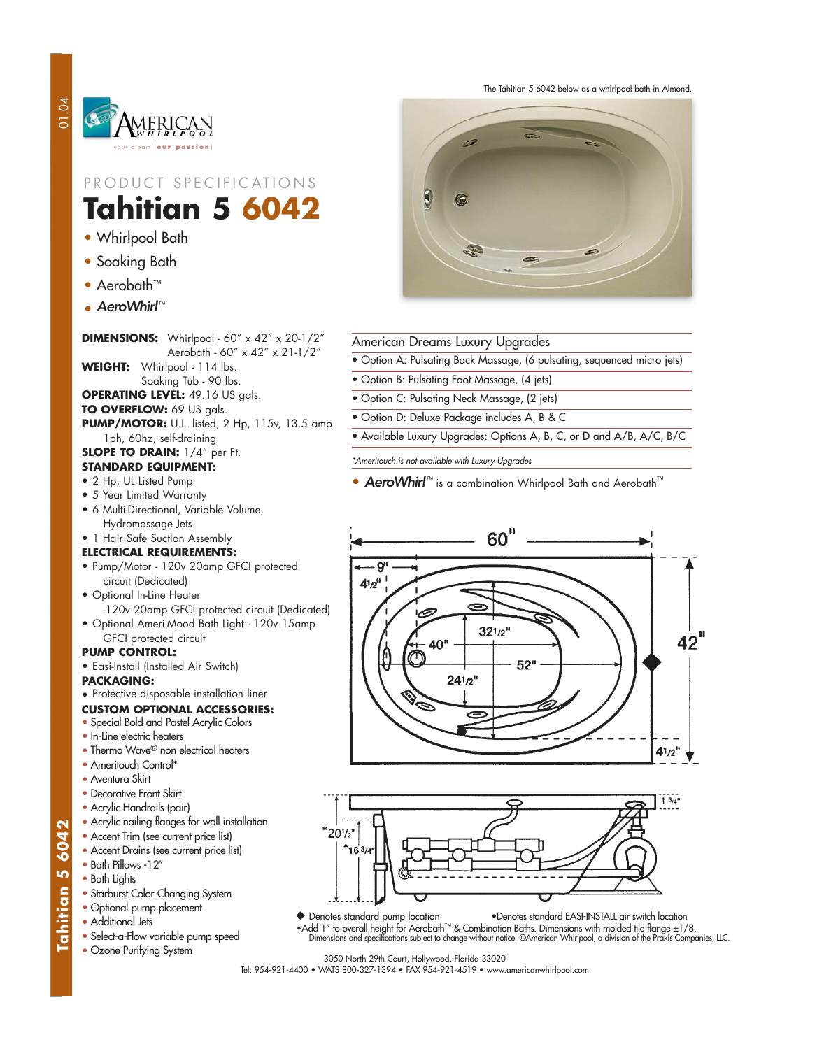AMERICAN WHIRLPOOL

your dream [our passion]

PRODUCT SPECIFICATIONS

# Tahitian 5 6042

- Whirlpool Bath
- Soaking Bath
- Aerobath™
- *AeroWhirl*™

**DIMENSIONS:** Whirlpool - 60" x 42" x 20-1/2"
Aerobath - 60" x 42" x 21-1/2"

**WEIGHT:** Whirlpool - 114 lbs.
Soaking Tub - 90 lbs.

**OPERATING LEVEL:** 49.16 US gals.

**TO OVERFLOW:** 69 US gals.

**PUMP/MOTOR:** U.L. listed, 2 Hp, 115v, 13.5 amp 1ph, 60hz, self-draining

**SLOPE TO DRAIN:** 1/4" per Ft.

**STANDARD EQUIPMENT:**

- 2 Hp, UL Listed Pump
- 5 Year Limited Warranty
- 6 Multi-Directional, Variable Volume, Hydromassage Jets
- 1 Hair Safe Suction Assembly

**ELECTRICAL REQUIREMENTS:**

- Pump/Motor - 120v 20amp GFCI protected circuit (Dedicated)
- Optional In-Line Heater -120v 20amp GFCI protected circuit (Dedicated)
- Optional Ameri-Mood Bath Light - 120v 15amp GFCI protected circuit

**PUMP CONTROL:**

- Easi-Install (Installed Air Switch)

**PACKAGING:**

- Protective disposable installation liner

**CUSTOM OPTIONAL ACCESSORIES:**

- Special Bold and Pastel Acrylic Colors
- In-Line electric heaters
- Thermo Wave® non electrical heaters
- Ameritouch Control*
- Aventura Skirt
- Decorative Front Skirt
- Acrylic Handrails (pair)
- Acrylic nailing flanges for wall installation
- Accent Trim (see current price list)
- Accent Drains (see current price list)
- Bath Pillows -12"
- Bath Lights
- Starburst Color Changing System
- Optional pump placement
- Additional Jets
- Select-a-Flow variable pump speed
- Ozone Purifying System

The Tahitian 5 6042 below as a whirlpool bath in Almond.

## American Dreams Luxury Upgrades

- Option A: Pulsating Back Massage, (6 pulsating, sequenced micro jets)
- Option B: Pulsating Foot Massage, (4 jets)
- Option C: Pulsating Neck Massage, (2 jets)
- Option D: Deluxe Package includes A, B & C
- Available Luxury Upgrades: Options A, B, C, or D and A/B, A/C, B/C

*\*Ameritouch is not available with Luxury Upgrades*

- *AeroWhirl*™ is a combination Whirlpool Bath and Aerobath™

60"
9"
4 1/2"
32 1/2"
40"
52"
24 1/2"
42"
4 1/2"
1 3/4"
*20 1/2"
*16 3/4"

◆ Denotes standard pump location •Denotes standard EASI-INSTALL air switch location

*Add 1" to overall height for Aerobath™ & Combination Baths. Dimensions with molded tile flange ±1/8.
Dimensions and specifications subject to change without notice. ©American Whirlpool, a division of the Praxis Companies, LLC.

3050 North 29th Court, Hollywood, Florida 33020
Tel: 954-921-4400 • WATS 800-327-1394 • FAX 954-921-4519 • www.americanwhirlpool.com